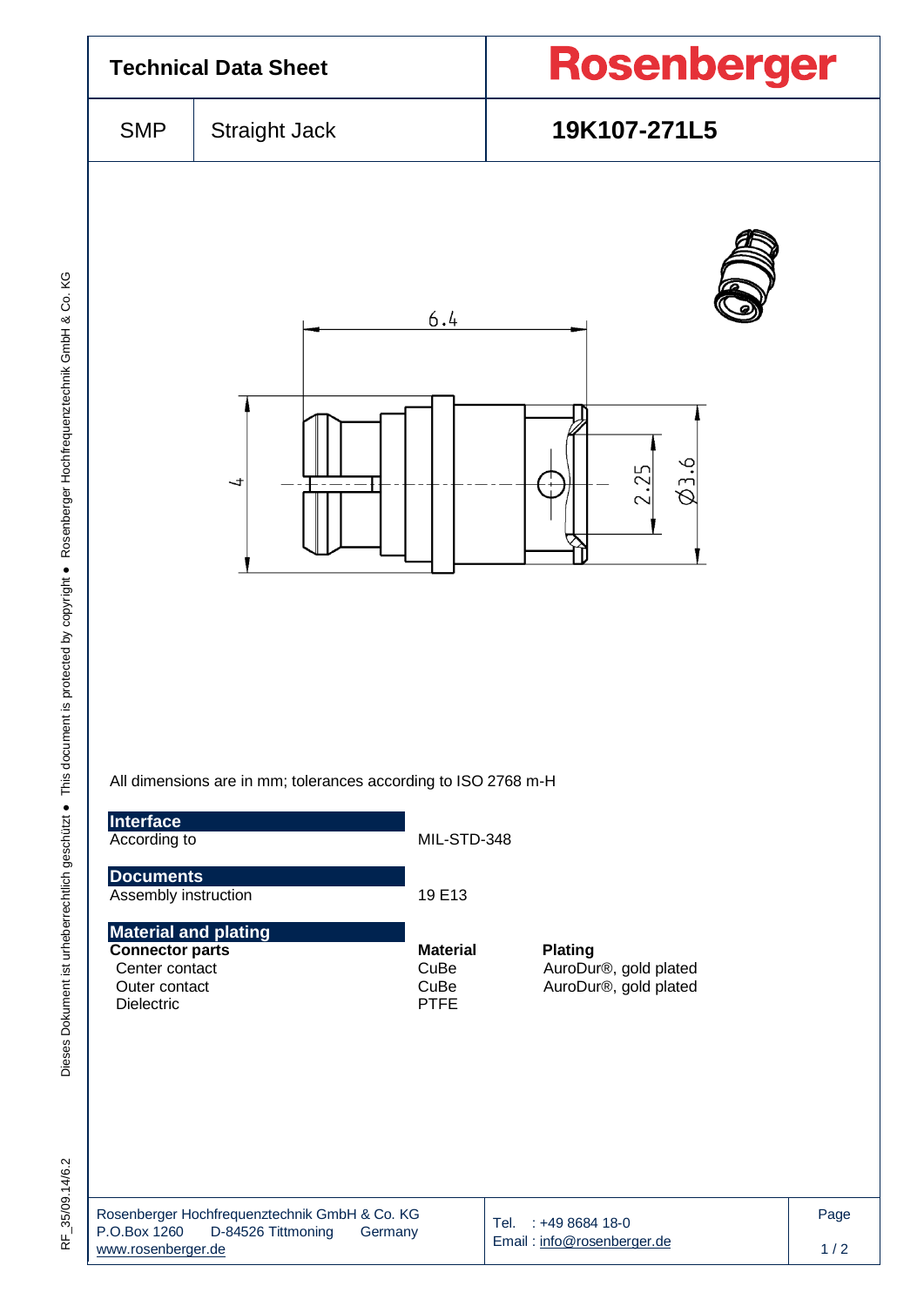# Technical Data Sheet

**Rosenberger**

| SMP | Straight Jack | **19K107-271L5** |
|---|---|---|

All dimensions are in mm; tolerances according to ISO 2768 m-H

### Interface

| | |
|---|---|
| According to | MIL-STD-348 |

### Documents

| | |
|---|---|
| Assembly instruction | 19 E13 |

### Material and plating

| **Connector parts** | **Material** | **Plating** |
|---|---|---|
| Center contact | CuBe | AuroDur®, gold plated |
| Outer contact | CuBe | AuroDur®, gold plated |
| Dielectric | PTFE | |

Rosenberger Hochfrequenztechnik GmbH & Co. KG
P.O.Box 1260 D-84526 Tittmoning Germany
www.rosenberger.de

Tel. : +49 8684 18-0
Email : info@rosenberger.de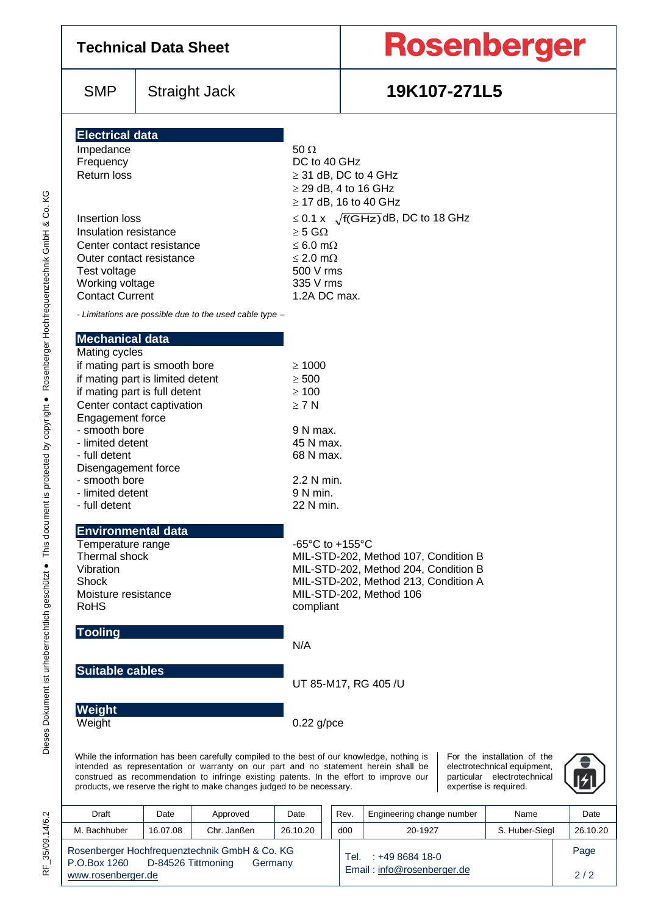# Technical Data Sheet

# Rosenberger

| SMP | Straight Jack | 19K107-271L5 |
|---|---|---|

## Electrical data

| | |
|---|---|
| Impedance | 50 Ω |
| Frequency | DC to 40 GHz |
| Return loss | ≥ 31 dB, DC to 4 GHz |
| | ≥ 29 dB, 4 to 16 GHz |
| | ≥ 17 dB, 16 to 40 GHz |
| Insertion loss | ≤ 0.1 x $\sqrt{f(GHz)}$ dB, DC to 18 GHz |
| Insulation resistance | ≥ 5 GΩ |
| Center contact resistance | ≤ 6.0 mΩ |
| Outer contact resistance | ≤ 2.0 mΩ |
| Test voltage | 500 V rms |
| Working voltage | 335 V rms |
| Contact Current | 1.2A DC max. |

*- Limitations are possible due to the used cable type –*

## Mechanical data

| | |
|---|---|
| Mating cycles | |
| if mating part is smooth bore | ≥ 1000 |
| if mating part is limited detent | ≥ 500 |
| if mating part is full detent | ≥ 100 |
| Center contact captivation | ≥ 7 N |
| Engagement force | |
| - smooth bore | 9 N max. |
| - limited detent | 45 N max. |
| - full detent | 68 N max. |
| Disengagement force | |
| - smooth bore | 2.2 N min. |
| - limited detent | 9 N min. |
| - full detent | 22 N min. |

## Environmental data

| | |
|---|---|
| Temperature range | -65°C to +155°C |
| Thermal shock | MIL-STD-202, Method 107, Condition B |
| Vibration | MIL-STD-202, Method 204, Condition B |
| Shock | MIL-STD-202, Method 213, Condition A |
| Moisture resistance | MIL-STD-202, Method 106 |
| RoHS | compliant |

## Tooling

N/A

## Suitable cables

UT 85-M17, RG 405 /U

## Weight

| | |
|---|---|
| Weight | 0.22 g/pce |

While the information has been carefully compiled to the best of our knowledge, nothing is intended as representation or warranty on our part and no statement herein shall be construed as recommendation to infringe existing patents. In the effort to improve our products, we reserve the right to make changes judged to be necessary.

For the installation of the electrotechnical equipment, particular electrotechnical expertise is required.

| Draft | Date | Approved | Date | Rev. | Engineering change number | Name | Date |
|---|---|---|---|---|---|---|---|
| M. Bachhuber | 16.07.08 | Chr. Janßen | 26.10.20 | d00 | 20-1927 | S. Huber-Siegl | 26.10.20 |

Rosenberger Hochfrequenztechnik GmbH & Co. KG
P.O.Box 1260 D-84526 Tittmoning Germany
www.rosenberger.de

Tel. : +49 8684 18-0
Email : info@rosenberger.de

Dieses Dokument ist urheberrechtlich geschützt ● This document is protected by copyright ● Rosenberger Hochfrequenztechnik GmbH & Co. KG

RF_35/09.14/6.2